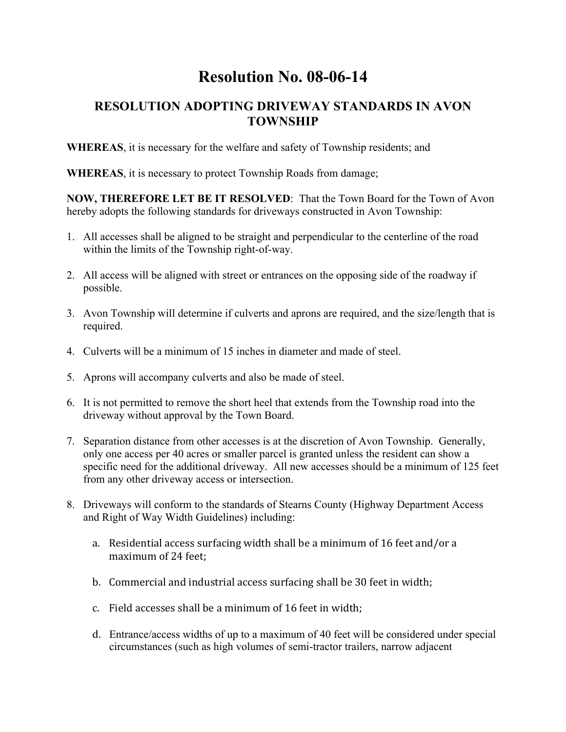# Resolution No. 08-06-14

## RESOLUTION ADOPTING DRIVEWAY STANDARDS IN AVON TOWNSHIP

**WHEREAS**, it is necessary for the welfare and safety of Township residents; and

**WHEREAS**, it is necessary to protect Township Roads from damage;

**NOW, THEREFORE LET BE IT RESOLVED**: That the Town Board for the Town of Avon hereby adopts the following standards for driveways constructed in Avon Township:

1. All accesses shall be aligned to be straight and perpendicular to the centerline of the road within the limits of the Township right-of-way.

2. All access will be aligned with street or entrances on the opposing side of the roadway if possible.

3. Avon Township will determine if culverts and aprons are required, and the size/length that is required.

4. Culverts will be a minimum of 15 inches in diameter and made of steel.

5. Aprons will accompany culverts and also be made of steel.

6. It is not permitted to remove the short heel that extends from the Township road into the driveway without approval by the Town Board.

7. Separation distance from other accesses is at the discretion of Avon Township. Generally, only one access per 40 acres or smaller parcel is granted unless the resident can show a specific need for the additional driveway. All new accesses should be a minimum of 125 feet from any other driveway access or intersection.

8. Driveways will conform to the standards of Stearns County (Highway Department Access and Right of Way Width Guidelines) including:

    a. Residential access surfacing width shall be a minimum of 16 feet and/or a maximum of 24 feet;

    b. Commercial and industrial access surfacing shall be 30 feet in width;

    c. Field accesses shall be a minimum of 16 feet in width;

    d. Entrance/access widths of up to a maximum of 40 feet will be considered under special circumstances (such as high volumes of semi-tractor trailers, narrow adjacent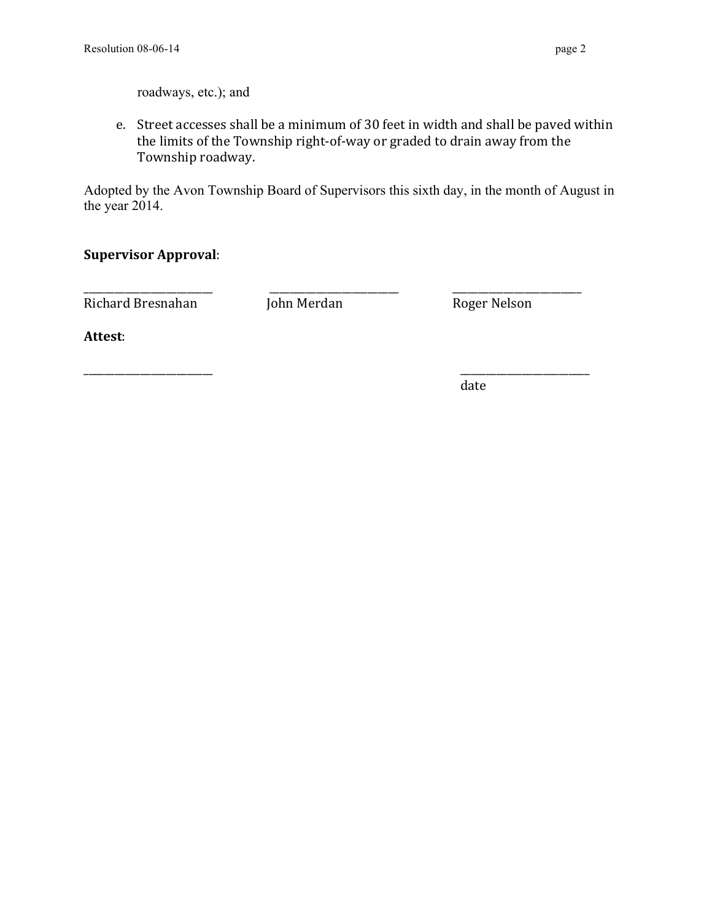roadways, etc.); and

e. Street accesses shall be a minimum of 30 feet in width and shall be paved within the limits of the Township right-of-way or graded to drain away from the Township roadway.

Adopted by the Avon Township Board of Supervisors this sixth day, in the month of August in the year 2014.

**Supervisor Approval**:

| | | |
|---|---|---|
| ______________________ | ______________________ | ______________________ |
| Richard Bresnahan | John Merdan | Roger Nelson |

**Attest**:

______________________ ______________________
date